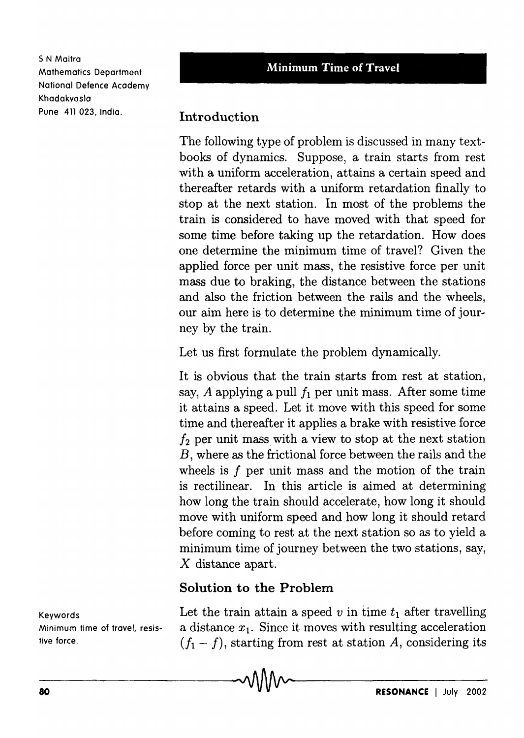S N Maitra
Mathematics Department
National Defence Academy
Khadakvasla
Pune 411 023, India.

# Minimum Time of Travel

## Introduction

The following type of problem is discussed in many textbooks of dynamics. Suppose, a train starts from rest with a uniform acceleration, attains a certain speed and thereafter retards with a uniform retardation finally to stop at the next station. In most of the problems the train is considered to have moved with that speed for some time before taking up the retardation. How does one determine the minimum time of travel? Given the applied force per unit mass, the resistive force per unit mass due to braking, the distance between the stations and also the friction between the rails and the wheels, our aim here is to determine the minimum time of journey by the train.

Let us first formulate the problem dynamically.

It is obvious that the train starts from rest at station, say, $A$ applying a pull $f_1$ per unit mass. After some time it attains a speed. Let it move with this speed for some time and thereafter it applies a brake with resistive force $f_2$ per unit mass with a view to stop at the next station $B$, where as the frictional force between the rails and the wheels is $f$ per unit mass and the motion of the train is rectilinear. In this article is aimed at determining how long the train should accelerate, how long it should move with uniform speed and how long it should retard before coming to rest at the next station so as to yield a minimum time of journey between the two stations, say, $X$ distance apart.

## Solution to the Problem

Keywords
Minimum time of travel, resistive force.

Let the train attain a speed $v$ in time $t_1$ after travelling a distance $x_1$. Since it moves with resulting acceleration $(f_1 - f)$, starting from rest at station $A$, considering its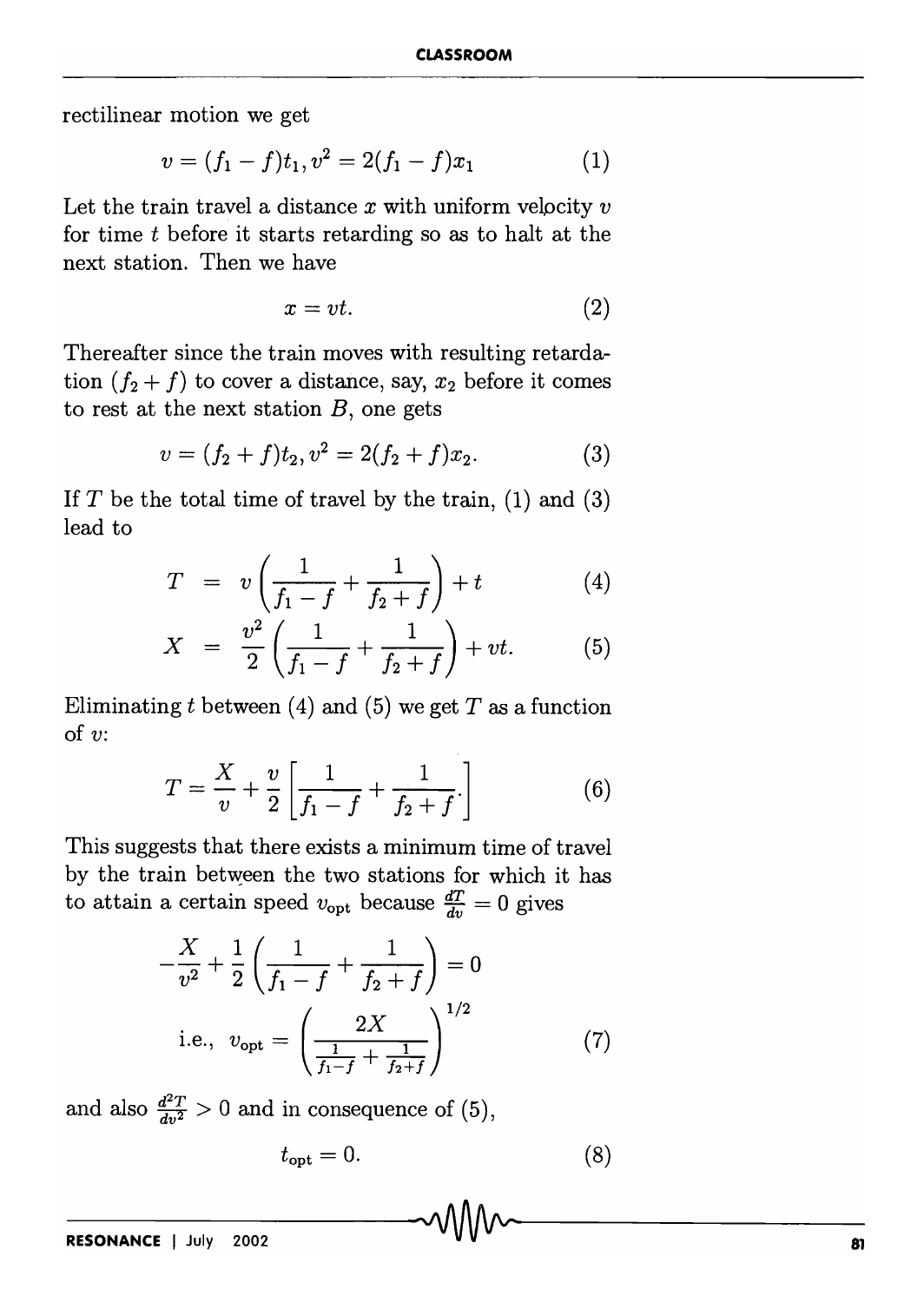rectilinear motion we get

$$v = (f_1 - f)t_1, v^2 = 2(f_1 - f)x_1 \tag{1}$$

Let the train travel a distance $x$ with uniform velocity $v$ for time $t$ before it starts retarding so as to halt at the next station. Then we have

$$x = vt. \tag{2}$$

Thereafter since the train moves with resulting retardation $(f_2 + f)$ to cover a distance, say, $x_2$ before it comes to rest at the next station $B$, one gets

$$v = (f_2 + f)t_2, v^2 = 2(f_2 + f)x_2. \tag{3}$$

If $T$ be the total time of travel by the train, (1) and (3) lead to

$$T = v\left(\frac{1}{f_1 - f} + \frac{1}{f_2 + f}\right) + t \tag{4}$$

$$X = \frac{v^2}{2}\left(\frac{1}{f_1 - f} + \frac{1}{f_2 + f}\right) + vt. \tag{5}$$

Eliminating $t$ between (4) and (5) we get $T$ as a function of $v$:

$$T = \frac{X}{v} + \frac{v}{2}\left[\frac{1}{f_1 - f} + \frac{1}{f_2 + f}\right] \tag{6}$$

This suggests that there exists a minimum time of travel by the train between the two stations for which it has to attain a certain speed $v_{\text{opt}}$ because $\frac{dT}{dv} = 0$ gives

$$-\frac{X}{v^2} + \frac{1}{2}\left(\frac{1}{f_1 - f} + \frac{1}{f_2 + f}\right) = 0$$

$$\text{i.e., } v_{\text{opt}} = \left(\frac{2X}{\frac{1}{f_1 - f} + \frac{1}{f_2 + f}}\right)^{1/2} \tag{7}$$

and also $\frac{d^2T}{dv^2} > 0$ and in consequence of (5),

$$t_{\text{opt}} = 0. \tag{8}$$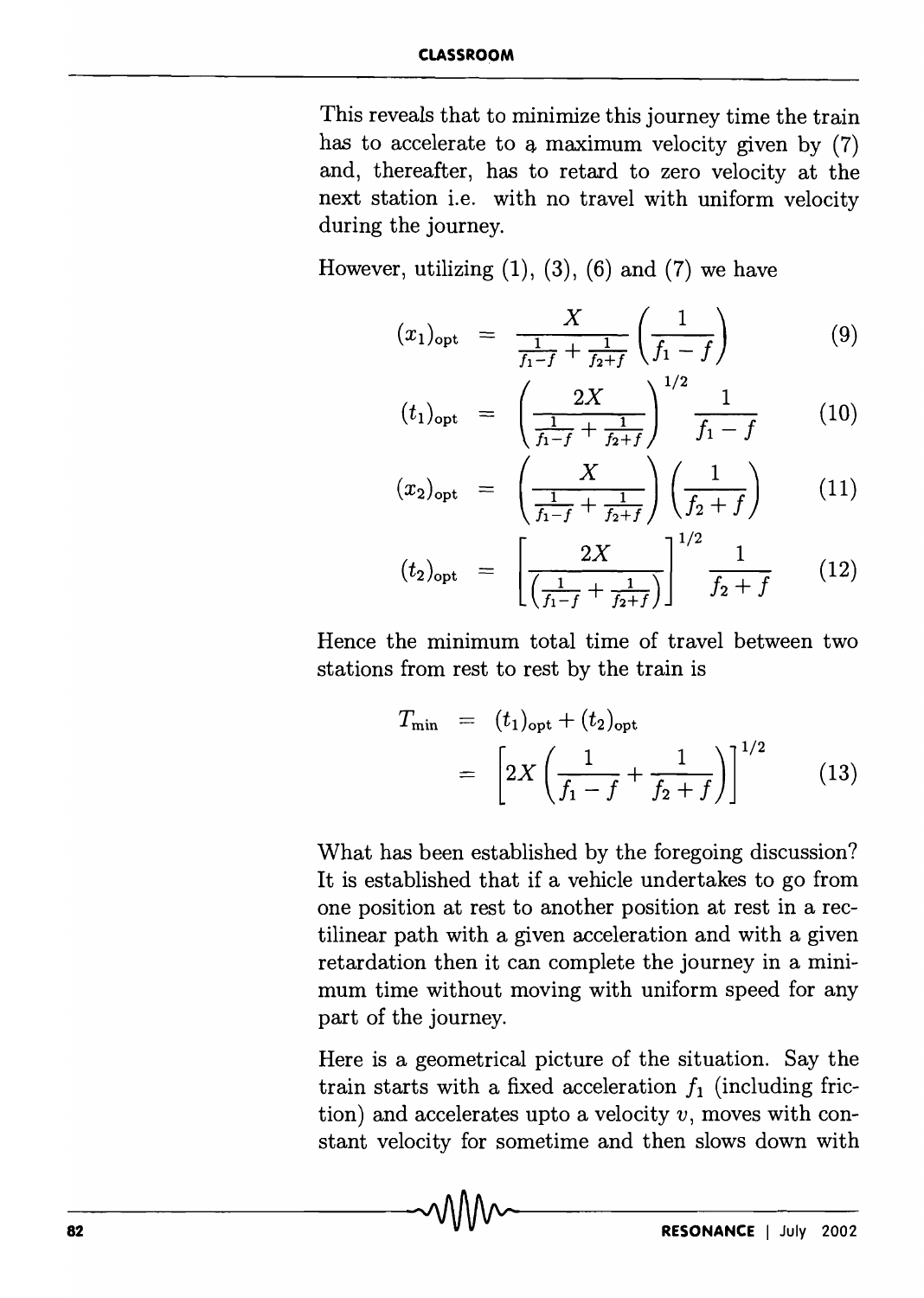This reveals that to minimize this journey time the train has to accelerate to a maximum velocity given by (7) and, thereafter, has to retard to zero velocity at the next station i.e. with no travel with uniform velocity during the journey.

However, utilizing (1), (3), (6) and (7) we have

$$(x_1)_{\text{opt}} = \frac{X}{\frac{1}{f_1-f} + \frac{1}{f_2+f}} \left( \frac{1}{f_1 - f} \right) \tag{9}$$

$$(t_1)_{\text{opt}} = \left( \frac{2X}{\frac{1}{f_1-f} + \frac{1}{f_2+f}} \right)^{1/2} \frac{1}{f_1 - f} \tag{10}$$

$$(x_2)_{\text{opt}} = \left( \frac{X}{\frac{1}{f_1-f} + \frac{1}{f_2+f}} \right) \left( \frac{1}{f_2 + f} \right) \tag{11}$$

$$(t_2)_{\text{opt}} = \left[ \frac{2X}{\left( \frac{1}{f_1-f} + \frac{1}{f_2+f} \right)} \right]^{1/2} \frac{1}{f_2 + f} \tag{12}$$

Hence the minimum total time of travel between two stations from rest to rest by the train is

$$\begin{aligned} T_{\min} &= (t_1)_{\text{opt}} + (t_2)_{\text{opt}} \\ &= \left[ 2X \left( \frac{1}{f_1 - f} + \frac{1}{f_2 + f} \right) \right]^{1/2} \end{aligned} \tag{13}$$

What has been established by the foregoing discussion? It is established that if a vehicle undertakes to go from one position at rest to another position at rest in a rectilinear path with a given acceleration and with a given retardation then it can complete the journey in a minimum time without moving with uniform speed for any part of the journey.

Here is a geometrical picture of the situation. Say the train starts with a fixed acceleration $f_1$ (including friction) and accelerates upto a velocity $v$, moves with constant velocity for sometime and then slows down with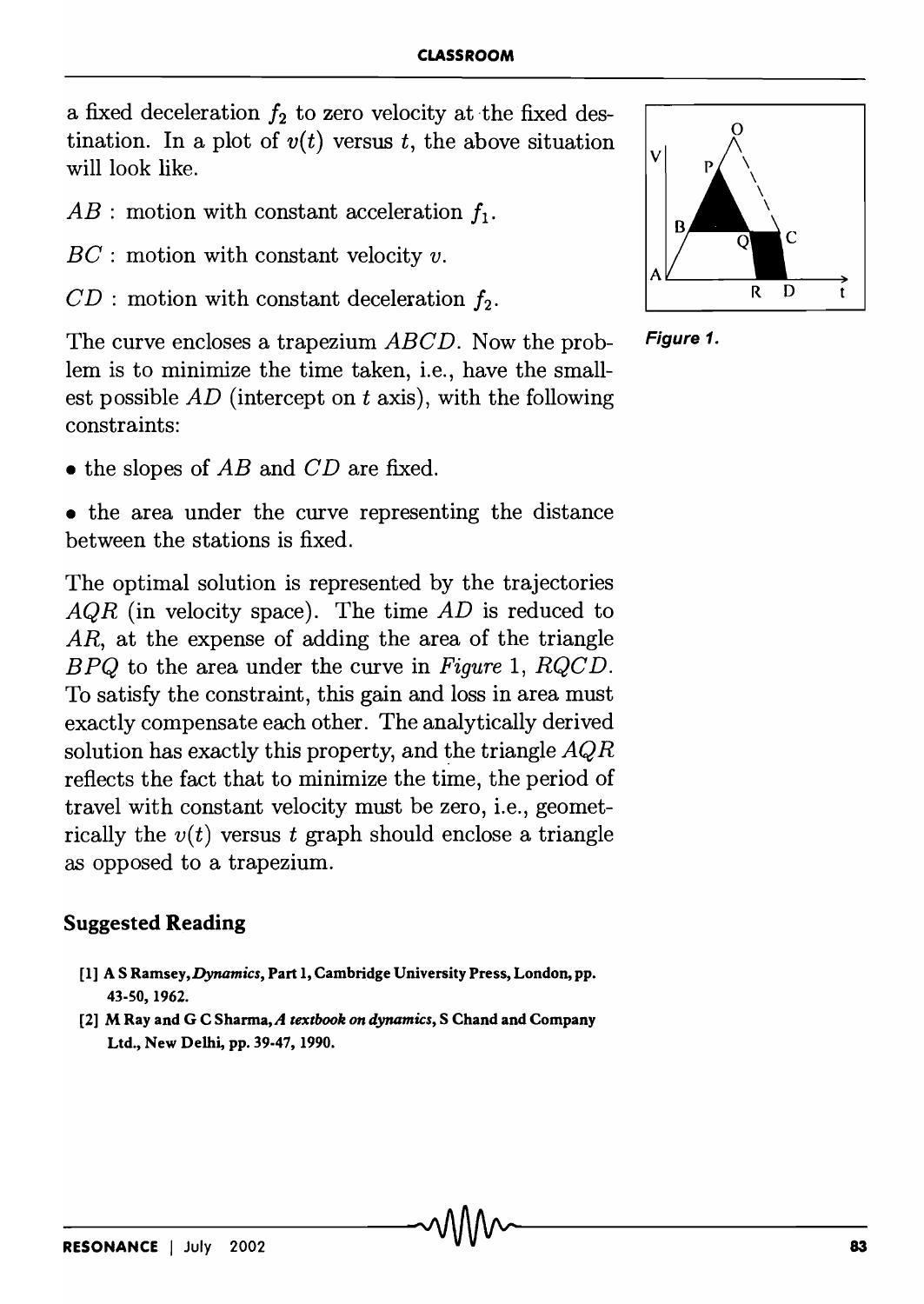a fixed deceleration $f_2$ to zero velocity at the fixed destination. In a plot of $v(t)$ versus $t$, the above situation will look like.

$AB$ : motion with constant acceleration $f_1$.

$BC$ : motion with constant velocity $v$.

$CD$ : motion with constant deceleration $f_2$.

The curve encloses a trapezium $ABCD$. Now the problem is to minimize the time taken, i.e., have the smallest possible $AD$ (intercept on $t$ axis), with the following constraints:

- the slopes of $AB$ and $CD$ are fixed.

- the area under the curve representing the distance between the stations is fixed.

The optimal solution is represented by the trajectories $AQR$ (in velocity space). The time $AD$ is reduced to $AR$, at the expense of adding the area of the triangle $BPQ$ to the area under the curve in *Figure* 1, $RQCD$. To satisfy the constraint, this gain and loss in area must exactly compensate each other. The analytically derived solution has exactly this property, and the triangle $AQR$ reflects the fact that to minimize the time, the period of travel with constant velocity must be zero, i.e., geometrically the $v(t)$ versus $t$ graph should enclose a triangle as opposed to a trapezium.

O
V
P
B
Q
C
A
R D t

*Figure 1.*

## Suggested Reading

[1] A S Ramsey, *Dynamics*, Part 1, Cambridge University Press, London, pp. 43-50, 1962.

[2] M Ray and G C Sharma, *A textbook on dynamics*, S Chand and Company Ltd., New Delhi, pp. 39-47, 1990.